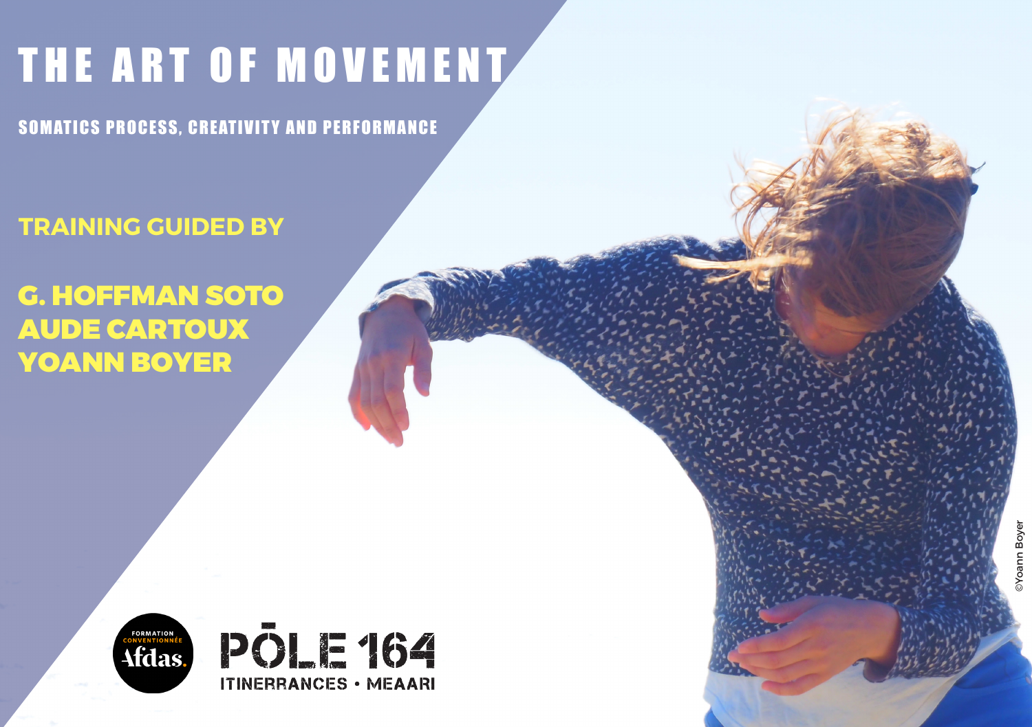# THE ART OF MOVEMENT

## SOMATICS PROCESS, CREATIVITY AND PERFORMANCE

**TRAINING GUIDED BY**

**G. HOFFMAN SOTO**
**AUDE CARTOUX**
**YOANN BOYER**

FORMATION CONVENTIONNÉE Afdas.

PŌLE 164
ITINERRANCES • MEAARI

©Yoann Boyer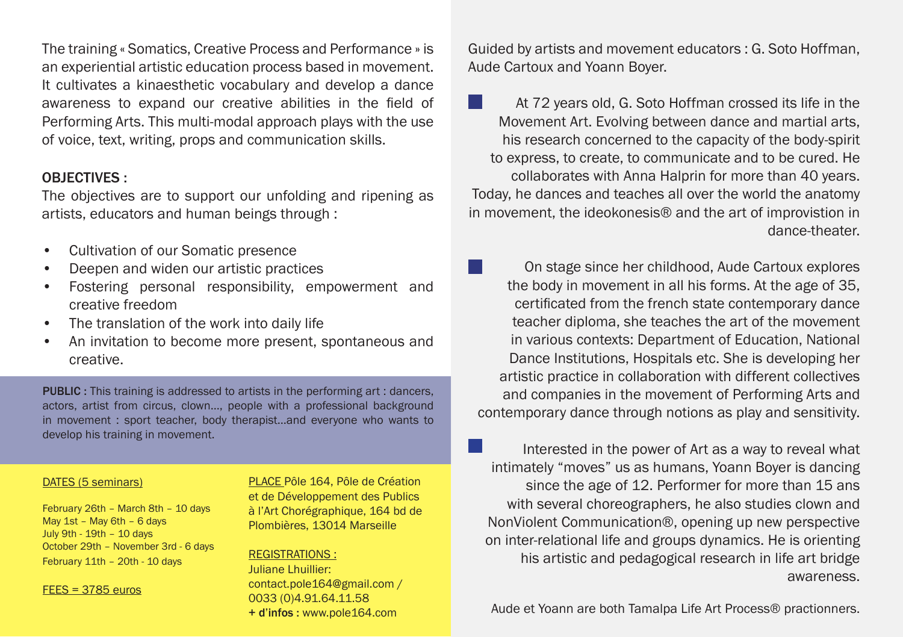The training « Somatics, Creative Process and Performance » is an experiential artistic education process based in movement. It cultivates a kinaesthetic vocabulary and develop a dance awareness to expand our creative abilities in the field of Performing Arts. This multi-modal approach plays with the use of voice, text, writing, props and communication skills.

## OBJECTIVES :

The objectives are to support our unfolding and ripening as artists, educators and human beings through :

- Cultivation of our Somatic presence
- Deepen and widen our artistic practices
- Fostering personal responsibility, empowerment and creative freedom
- The translation of the work into daily life
- An invitation to become more present, spontaneous and creative.

**PUBLIC** : This training is addressed to artists in the performing art : dancers, actors, artist from circus, clown..., people with a professional background in movement : sport teacher, body therapist...and everyone who wants to develop his training in movement.

DATES (5 seminars)

February 26th – March 8th – 10 days
May 1st – May 6th – 6 days
July 9th - 19th – 10 days
October 29th – November 3rd - 6 days
February 11th – 20th - 10 days

FEES = 3785 euros

PLACE Pôle 164, Pôle de Création et de Développement des Publics à l'Art Chorégraphique, 164 bd de Plombières, 13014 Marseille

REGISTRATIONS :
Juliane Lhuillier:
contact.pole164@gmail.com /
0033 (0)4.91.64.11.58
**+ d'infos :** www.pole164.com

Guided by artists and movement educators : G. Soto Hoffman, Aude Cartoux and Yoann Boyer.

At 72 years old, G. Soto Hoffman crossed its life in the Movement Art. Evolving between dance and martial arts, his research concerned to the capacity of the body-spirit to express, to create, to communicate and to be cured. He collaborates with Anna Halprin for more than 40 years. Today, he dances and teaches all over the world the anatomy in movement, the ideokonesis® and the art of improvistion in dance-theater.

On stage since her childhood, Aude Cartoux explores the body in movement in all his forms. At the age of 35, certificated from the french state contemporary dance teacher diploma, she teaches the art of the movement in various contexts: Department of Education, National Dance Institutions, Hospitals etc. She is developing her artistic practice in collaboration with different collectives and companies in the movement of Performing Arts and contemporary dance through notions as play and sensitivity.

Interested in the power of Art as a way to reveal what intimately "moves" us as humans, Yoann Boyer is dancing since the age of 12. Performer for more than 15 ans with several choreographers, he also studies clown and NonViolent Communication®, opening up new perspective on inter-relational life and groups dynamics. He is orienting his artistic and pedagogical research in life art bridge awareness.

Aude et Yoann are both Tamalpa Life Art Process® practionners.